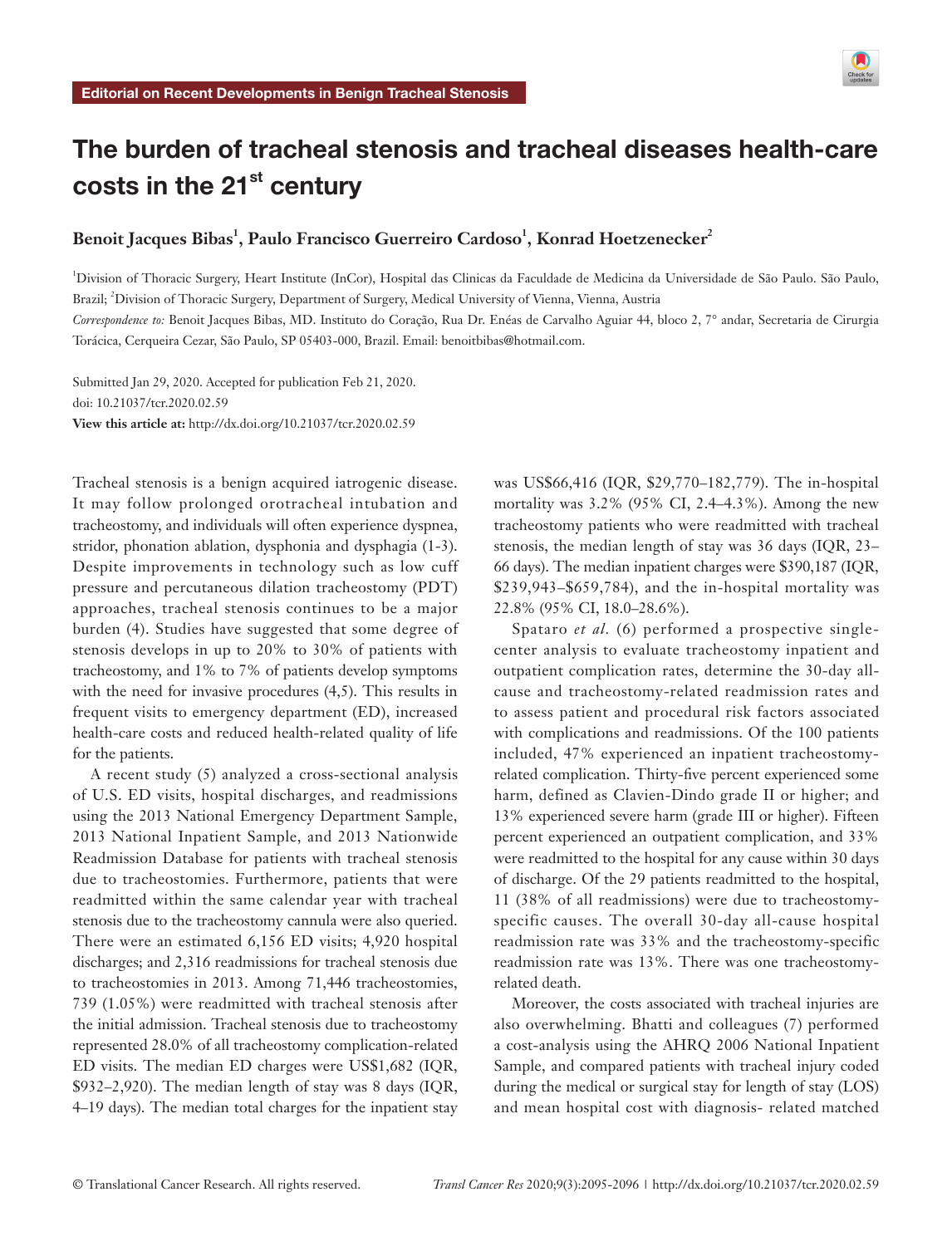Editorial on Recent Developments in Benign Tracheal Stenosis

# The burden of tracheal stenosis and tracheal diseases health-care costs in the 21st century

**Benoit Jacques Bibas[1], Paulo Francisco Guerreiro Cardoso[1], Konrad Hoetzenecker[2]**

[1]Division of Thoracic Surgery, Heart Institute (InCor), Hospital das Clinicas da Faculdade de Medicina da Universidade de São Paulo. São Paulo, Brazil; [2]Division of Thoracic Surgery, Department of Surgery, Medical University of Vienna, Vienna, Austria

*Correspondence to:* Benoit Jacques Bibas, MD. Instituto do Coração, Rua Dr. Enéas de Carvalho Aguiar 44, bloco 2, 7° andar, Secretaria de Cirurgia Torácica, Cerqueira Cezar, São Paulo, SP 05403-000, Brazil. Email: benoitbibas@hotmail.com.

Submitted Jan 29, 2020. Accepted for publication Feb 21, 2020.
doi: 10.21037/tcr.2020.02.59
**View this article at:** http://dx.doi.org/10.21037/tcr.2020.02.59

Tracheal stenosis is a benign acquired iatrogenic disease. It may follow prolonged orotracheal intubation and tracheostomy, and individuals will often experience dyspnea, stridor, phonation ablation, dysphonia and dysphagia (1-3). Despite improvements in technology such as low cuff pressure and percutaneous dilation tracheostomy (PDT) approaches, tracheal stenosis continues to be a major burden (4). Studies have suggested that some degree of stenosis develops in up to 20% to 30% of patients with tracheostomy, and 1% to 7% of patients develop symptoms with the need for invasive procedures (4,5). This results in frequent visits to emergency department (ED), increased health-care costs and reduced health-related quality of life for the patients.

A recent study (5) analyzed a cross-sectional analysis of U.S. ED visits, hospital discharges, and readmissions using the 2013 National Emergency Department Sample, 2013 National Inpatient Sample, and 2013 Nationwide Readmission Database for patients with tracheal stenosis due to tracheostomies. Furthermore, patients that were readmitted within the same calendar year with tracheal stenosis due to the tracheostomy cannula were also queried. There were an estimated 6,156 ED visits; 4,920 hospital discharges; and 2,316 readmissions for tracheal stenosis due to tracheostomies in 2013. Among 71,446 tracheostomies, 739 (1.05%) were readmitted with tracheal stenosis after the initial admission. Tracheal stenosis due to tracheostomy represented 28.0% of all tracheostomy complication-related ED visits. The median ED charges were US$1,682 (IQR, $932–2,920). The median length of stay was 8 days (IQR, 4–19 days). The median total charges for the inpatient stay was US$66,416 (IQR, $29,770–182,779). The in-hospital mortality was 3.2% (95% CI, 2.4–4.3%). Among the new tracheostomy patients who were readmitted with tracheal stenosis, the median length of stay was 36 days (IQR, 23–66 days). The median inpatient charges were $390,187 (IQR, $239,943–$659,784), and the in-hospital mortality was 22.8% (95% CI, 18.0–28.6%).

Spataro *et al.* (6) performed a prospective single-center analysis to evaluate tracheostomy inpatient and outpatient complication rates, determine the 30-day all-cause and tracheostomy-related readmission rates and to assess patient and procedural risk factors associated with complications and readmissions. Of the 100 patients included, 47% experienced an inpatient tracheostomy-related complication. Thirty-five percent experienced some harm, defined as Clavien-Dindo grade II or higher; and 13% experienced severe harm (grade III or higher). Fifteen percent experienced an outpatient complication, and 33% were readmitted to the hospital for any cause within 30 days of discharge. Of the 29 patients readmitted to the hospital, 11 (38% of all readmissions) were due to tracheostomy-specific causes. The overall 30-day all-cause hospital readmission rate was 33% and the tracheostomy-specific readmission rate was 13%. There was one tracheostomy-related death.

Moreover, the costs associated with tracheal injuries are also overwhelming. Bhatti and colleagues (7) performed a cost-analysis using the AHRQ 2006 National Inpatient Sample, and compared patients with tracheal injury coded during the medical or surgical stay for length of stay (LOS) and mean hospital cost with diagnosis- related matched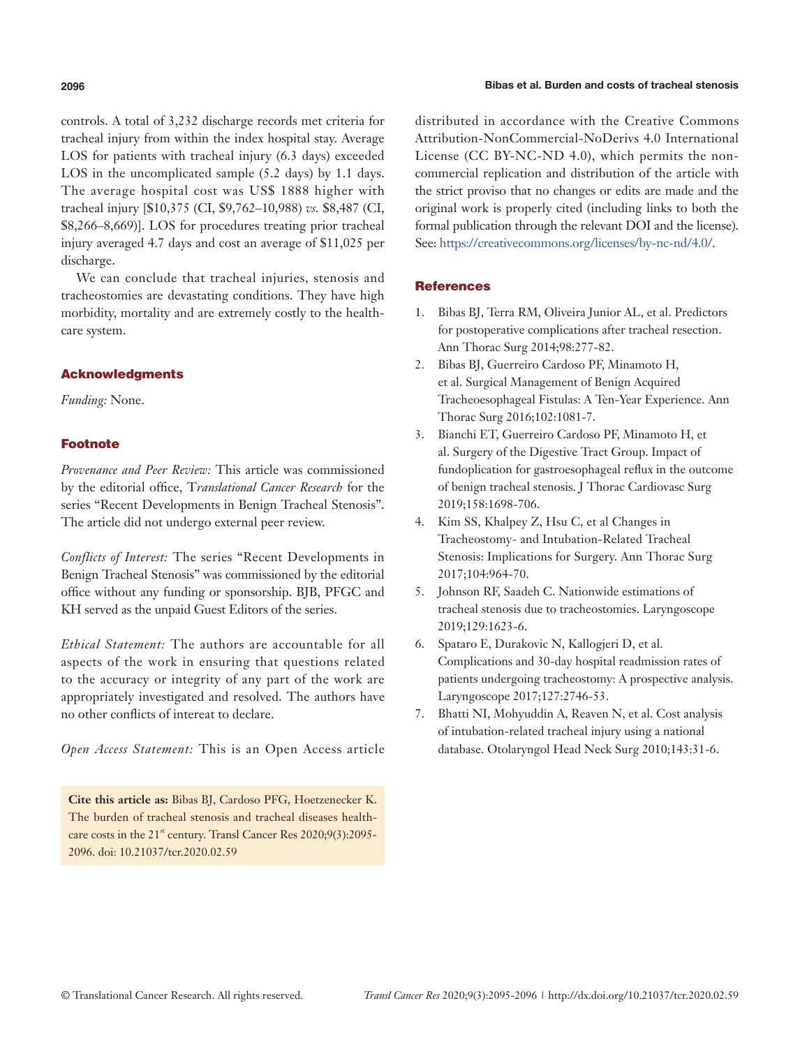controls. A total of 3,232 discharge records met criteria for tracheal injury from within the index hospital stay. Average LOS for patients with tracheal injury (6.3 days) exceeded LOS in the uncomplicated sample (5.2 days) by 1.1 days. The average hospital cost was US$ 1888 higher with tracheal injury [$10,375 (CI, $9,762–10,988) *vs.* $8,487 (CI, $8,266–8,669)]. LOS for procedures treating prior tracheal injury averaged 4.7 days and cost an average of $11,025 per discharge.

We can conclude that tracheal injuries, stenosis and tracheostomies are devastating conditions. They have high morbidity, mortality and are extremely costly to the health-care system.

## Acknowledgments

*Funding:* None.

## Footnote

*Provenance and Peer Review:* This article was commissioned by the editorial office, *Translational Cancer Research* for the series "Recent Developments in Benign Tracheal Stenosis". The article did not undergo external peer review.

*Conflicts of Interest:* The series "Recent Developments in Benign Tracheal Stenosis" was commissioned by the editorial office without any funding or sponsorship. BJB, PFGC and KH served as the unpaid Guest Editors of the series.

*Ethical Statement:* The authors are accountable for all aspects of the work in ensuring that questions related to the accuracy or integrity of any part of the work are appropriately investigated and resolved. The authors have no other conflicts of intereat to declare.

*Open Access Statement:* This is an Open Access article distributed in accordance with the Creative Commons Attribution-NonCommercial-NoDerivs 4.0 International License (CC BY-NC-ND 4.0), which permits the non-commercial replication and distribution of the article with the strict proviso that no changes or edits are made and the original work is properly cited (including links to both the formal publication through the relevant DOI and the license). See: https://creativecommons.org/licenses/by-nc-nd/4.0/.

**Cite this article as:** Bibas BJ, Cardoso PFG, Hoetzenecker K. The burden of tracheal stenosis and tracheal diseases health-care costs in the 21st century. Transl Cancer Res 2020;9(3):2095-2096. doi: 10.21037/tcr.2020.02.59

## References

1. Bibas BJ, Terra RM, Oliveira Junior AL, et al. Predictors for postoperative complications after tracheal resection. Ann Thorac Surg 2014;98:277-82.
2. Bibas BJ, Guerreiro Cardoso PF, Minamoto H, et al. Surgical Management of Benign Acquired Tracheoesophageal Fistulas: A Ten-Year Experience. Ann Thorac Surg 2016;102:1081-7.
3. Bianchi ET, Guerreiro Cardoso PF, Minamoto H, et al. Surgery of the Digestive Tract Group. Impact of fundoplication for gastroesophageal reflux in the outcome of benign tracheal stenosis. J Thorac Cardiovasc Surg 2019;158:1698-706.
4. Kim SS, Khalpey Z, Hsu C, et al Changes in Tracheostomy- and Intubation-Related Tracheal Stenosis: Implications for Surgery. Ann Thorac Surg 2017;104:964-70.
5. Johnson RF, Saadeh C. Nationwide estimations of tracheal stenosis due to tracheostomies. Laryngoscope 2019;129:1623-6.
6. Spataro E, Durakovic N, Kallogjeri D, et al. Complications and 30-day hospital readmission rates of patients undergoing tracheostomy: A prospective analysis. Laryngoscope 2017;127:2746-53.
7. Bhatti NI, Mohyuddin A, Reaven N, et al. Cost analysis of intubation-related tracheal injury using a national database. Otolaryngol Head Neck Surg 2010;143:31-6.